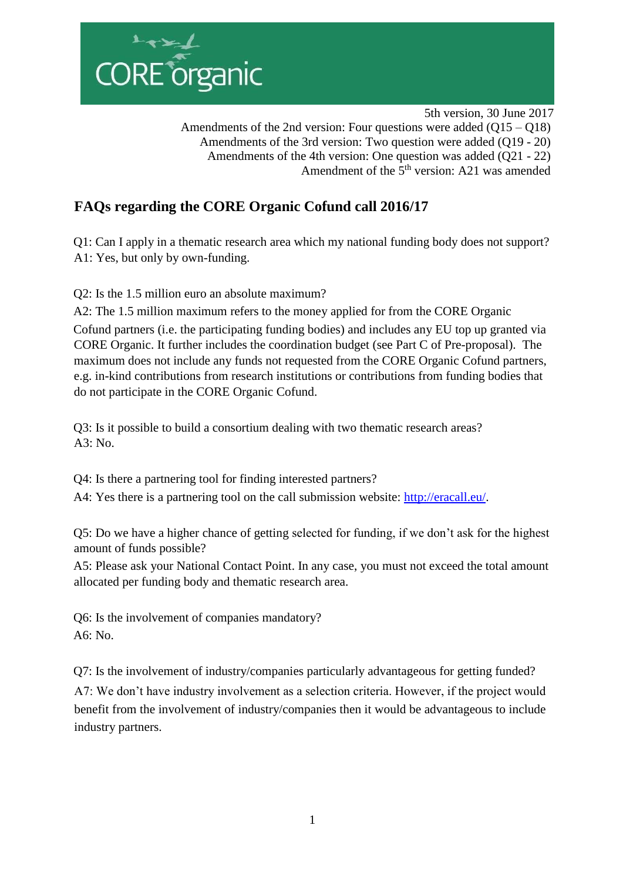CORE organic

5th version, 30 June 2017
Amendments of the 2nd version: Four questions were added (Q15 – Q18)
Amendments of the 3rd version: Two question were added (Q19 - 20)
Amendments of the 4th version: One question was added (Q21 - 22)
Amendment of the 5th version: A21 was amended

## FAQs regarding the CORE Organic Cofund call 2016/17

Q1: Can I apply in a thematic research area which my national funding body does not support?
A1: Yes, but only by own-funding.

Q2: Is the 1.5 million euro an absolute maximum?
A2: The 1.5 million maximum refers to the money applied for from the CORE Organic Cofund partners (i.e. the participating funding bodies) and includes any EU top up granted via CORE Organic. It further includes the coordination budget (see Part C of Pre-proposal). The maximum does not include any funds not requested from the CORE Organic Cofund partners, e.g. in-kind contributions from research institutions or contributions from funding bodies that do not participate in the CORE Organic Cofund.

Q3: Is it possible to build a consortium dealing with two thematic research areas?
A3: No.

Q4: Is there a partnering tool for finding interested partners?
A4: Yes there is a partnering tool on the call submission website: http://eracall.eu/.

Q5: Do we have a higher chance of getting selected for funding, if we don't ask for the highest amount of funds possible?
A5: Please ask your National Contact Point. In any case, you must not exceed the total amount allocated per funding body and thematic research area.

Q6: Is the involvement of companies mandatory?
A6: No.

Q7: Is the involvement of industry/companies particularly advantageous for getting funded?
A7: We don't have industry involvement as a selection criteria. However, if the project would benefit from the involvement of industry/companies then it would be advantageous to include industry partners.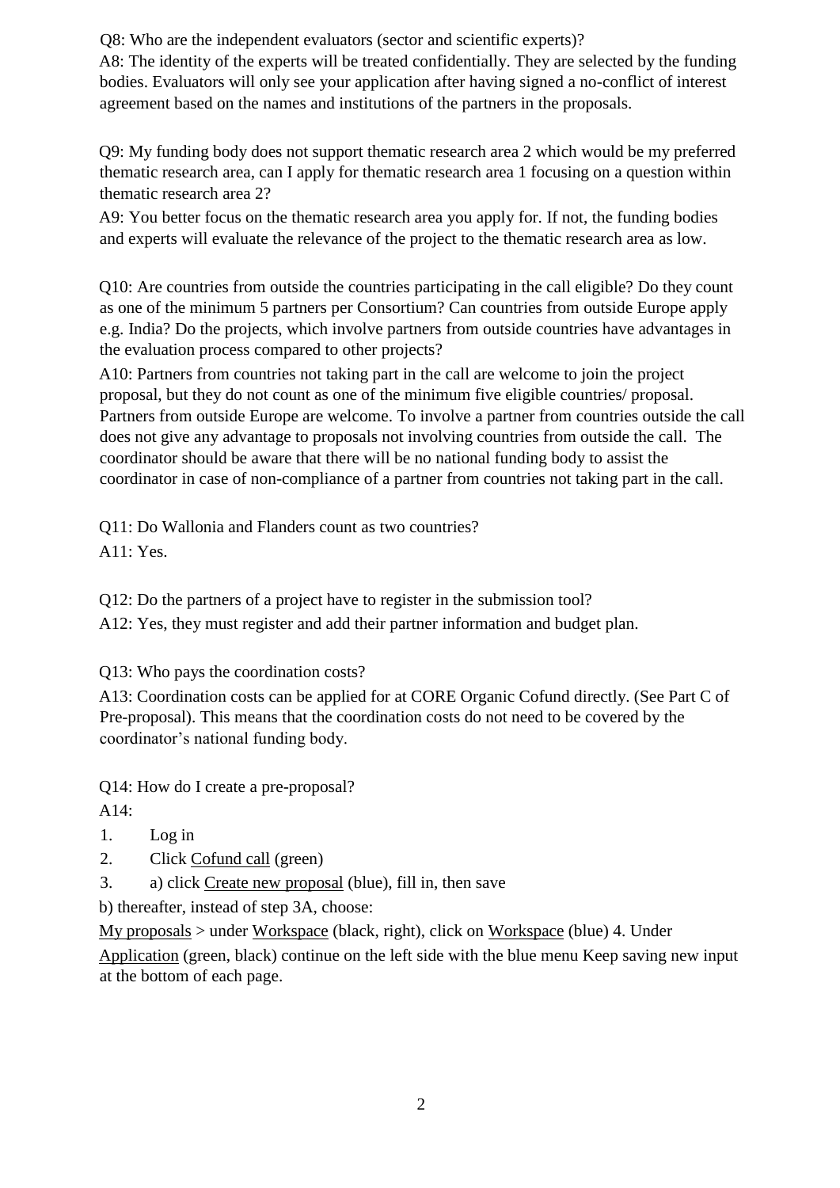Q8: Who are the independent evaluators (sector and scientific experts)?

A8: The identity of the experts will be treated confidentially. They are selected by the funding bodies. Evaluators will only see your application after having signed a no-conflict of interest agreement based on the names and institutions of the partners in the proposals.

Q9: My funding body does not support thematic research area 2 which would be my preferred thematic research area, can I apply for thematic research area 1 focusing on a question within thematic research area 2?

A9: You better focus on the thematic research area you apply for. If not, the funding bodies and experts will evaluate the relevance of the project to the thematic research area as low.

Q10: Are countries from outside the countries participating in the call eligible? Do they count as one of the minimum 5 partners per Consortium? Can countries from outside Europe apply e.g. India? Do the projects, which involve partners from outside countries have advantages in the evaluation process compared to other projects?

A10: Partners from countries not taking part in the call are welcome to join the project proposal, but they do not count as one of the minimum five eligible countries/ proposal. Partners from outside Europe are welcome. To involve a partner from countries outside the call does not give any advantage to proposals not involving countries from outside the call. The coordinator should be aware that there will be no national funding body to assist the coordinator in case of non-compliance of a partner from countries not taking part in the call.

Q11: Do Wallonia and Flanders count as two countries?

A11: Yes.

Q12: Do the partners of a project have to register in the submission tool?

A12: Yes, they must register and add their partner information and budget plan.

Q13: Who pays the coordination costs?

A13: Coordination costs can be applied for at CORE Organic Cofund directly. (See Part C of Pre-proposal). This means that the coordination costs do not need to be covered by the coordinator's national funding body.

Q14: How do I create a pre-proposal?

A14:

1. Log in
2. Click Cofund call (green)
3. a) click Create new proposal (blue), fill in, then save

b) thereafter, instead of step 3A, choose:

My proposals > under Workspace (black, right), click on Workspace (blue) 4. Under Application (green, black) continue on the left side with the blue menu Keep saving new input at the bottom of each page.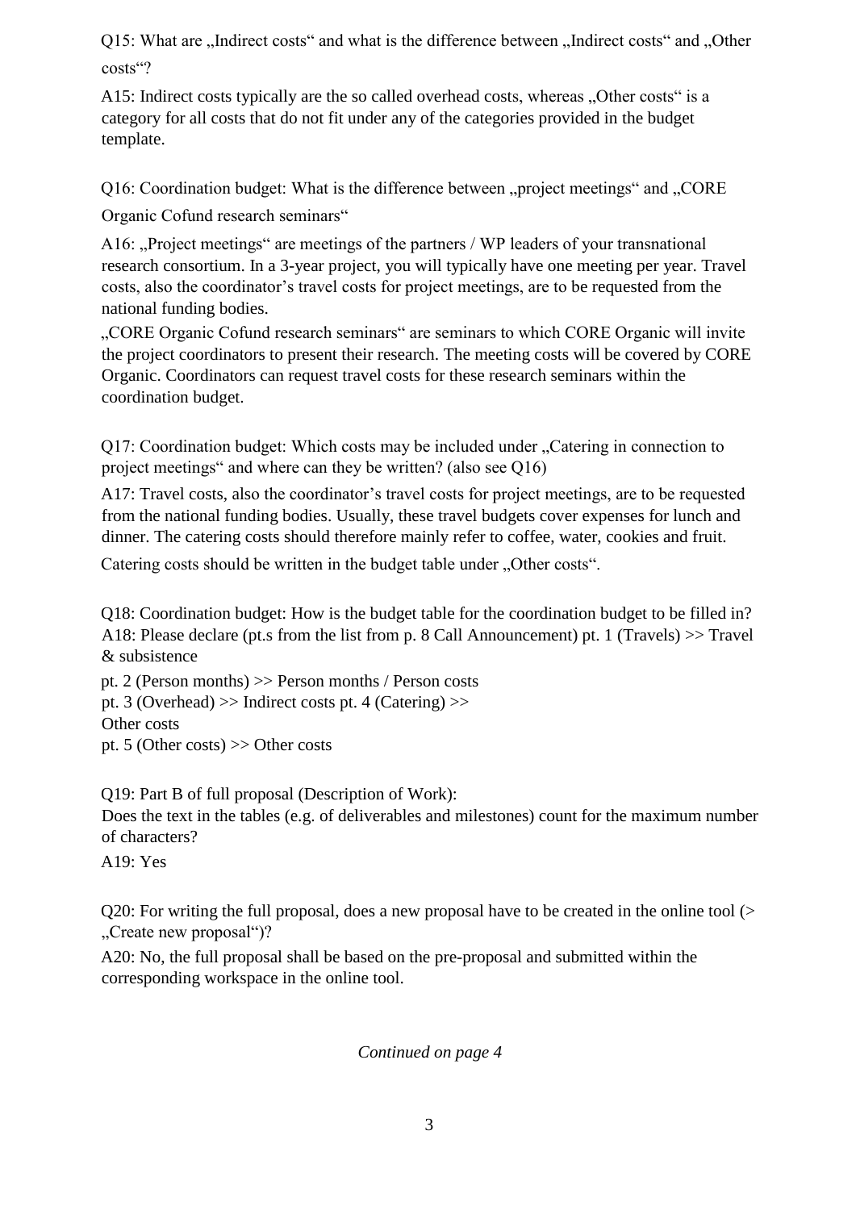Q15: What are „Indirect costs" and what is the difference between „Indirect costs" and „Other costs"?

A15: Indirect costs typically are the so called overhead costs, whereas „Other costs" is a category for all costs that do not fit under any of the categories provided in the budget template.

Q16: Coordination budget: What is the difference between „project meetings" and „CORE Organic Cofund research seminars"

A16: „Project meetings" are meetings of the partners / WP leaders of your transnational research consortium. In a 3-year project, you will typically have one meeting per year. Travel costs, also the coordinator's travel costs for project meetings, are to be requested from the national funding bodies.

„CORE Organic Cofund research seminars" are seminars to which CORE Organic will invite the project coordinators to present their research. The meeting costs will be covered by CORE Organic. Coordinators can request travel costs for these research seminars within the coordination budget.

Q17: Coordination budget: Which costs may be included under „Catering in connection to project meetings" and where can they be written? (also see Q16)

A17: Travel costs, also the coordinator's travel costs for project meetings, are to be requested from the national funding bodies. Usually, these travel budgets cover expenses for lunch and dinner. The catering costs should therefore mainly refer to coffee, water, cookies and fruit.

Catering costs should be written in the budget table under „Other costs".

Q18: Coordination budget: How is the budget table for the coordination budget to be filled in?
A18: Please declare (pt.s from the list from p. 8 Call Announcement) pt. 1 (Travels) >> Travel & subsistence
pt. 2 (Person months) >> Person months / Person costs
pt. 3 (Overhead) >> Indirect costs pt. 4 (Catering) >>
Other costs
pt. 5 (Other costs) >> Other costs

Q19: Part B of full proposal (Description of Work):
Does the text in the tables (e.g. of deliverables and milestones) count for the maximum number of characters?
A19: Yes

Q20: For writing the full proposal, does a new proposal have to be created in the online tool (> „Create new proposal")?

A20: No, the full proposal shall be based on the pre-proposal and submitted within the corresponding workspace in the online tool.

*Continued on page 4*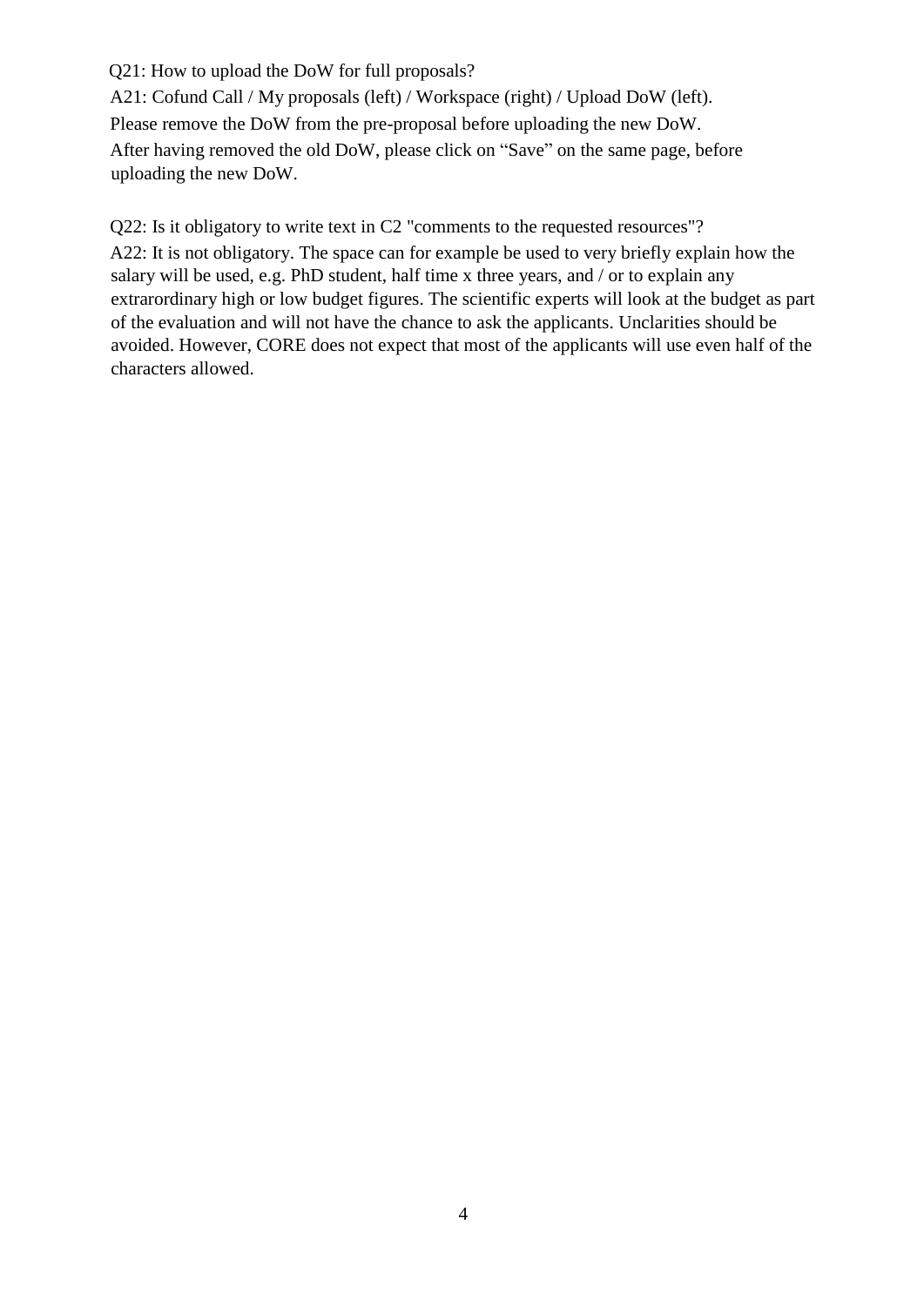Q21: How to upload the DoW for full proposals?

A21: Cofund Call / My proposals (left) / Workspace (right) / Upload DoW (left).
Please remove the DoW from the pre-proposal before uploading the new DoW.
After having removed the old DoW, please click on "Save" on the same page, before uploading the new DoW.

Q22: Is it obligatory to write text in C2 "comments to the requested resources"?

A22: It is not obligatory. The space can for example be used to very briefly explain how the salary will be used, e.g. PhD student, half time x three years, and / or to explain any extrarordinary high or low budget figures. The scientific experts will look at the budget as part of the evaluation and will not have the chance to ask the applicants. Unclarities should be avoided. However, CORE does not expect that most of the applicants will use even half of the characters allowed.